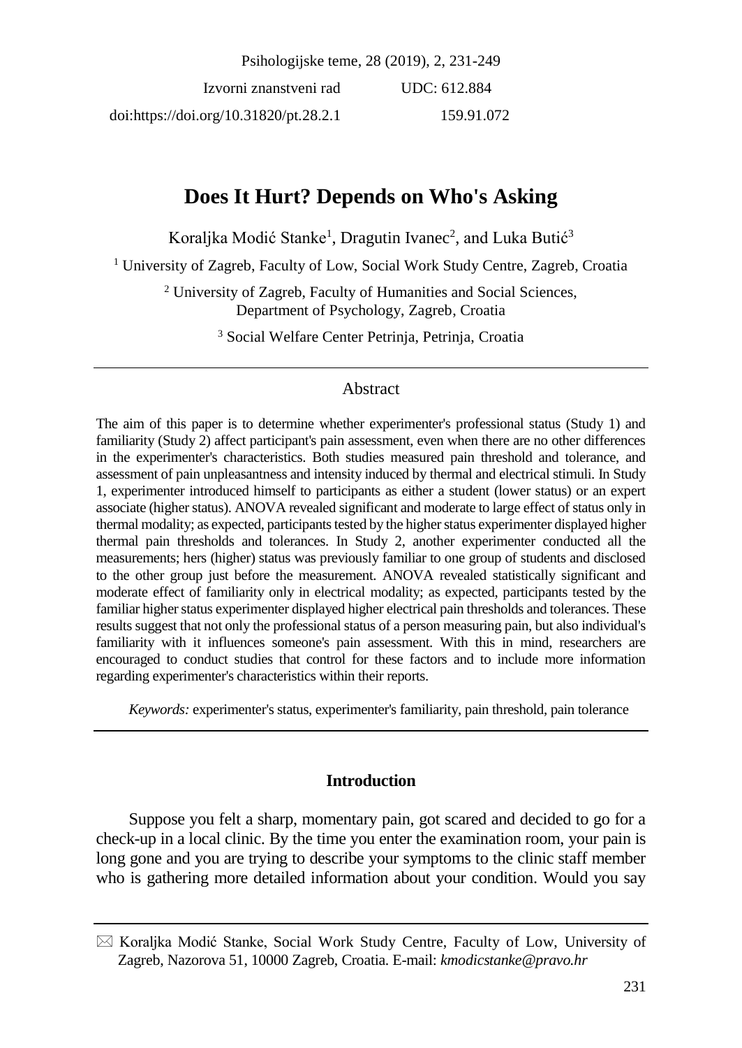Psihologijske teme, 28 (2019), 2, 231-249

Izvorni znanstveni rad UDC: 612.884

doi:https://doi.org/10.31820/pt.28.2.1 159.91.072

# Does It Hurt? Depends on Who's Asking

Koraljka Modić Stanke[1], Dragutin Ivanec[2], and Luka Butić[3]

[1] University of Zagreb, Faculty of Low, Social Work Study Centre, Zagreb, Croatia

[2] University of Zagreb, Faculty of Humanities and Social Sciences, Department of Psychology, Zagreb, Croatia

[3] Social Welfare Center Petrinja, Petrinja, Croatia

## Abstract

The aim of this paper is to determine whether experimenter's professional status (Study 1) and familiarity (Study 2) affect participant's pain assessment, even when there are no other differences in the experimenter's characteristics. Both studies measured pain threshold and tolerance, and assessment of pain unpleasantness and intensity induced by thermal and electrical stimuli. In Study 1, experimenter introduced himself to participants as either a student (lower status) or an expert associate (higher status). ANOVA revealed significant and moderate to large effect of status only in thermal modality; as expected, participants tested by the higher status experimenter displayed higher thermal pain thresholds and tolerances. In Study 2, another experimenter conducted all the measurements; hers (higher) status was previously familiar to one group of students and disclosed to the other group just before the measurement. ANOVA revealed statistically significant and moderate effect of familiarity only in electrical modality; as expected, participants tested by the familiar higher status experimenter displayed higher electrical pain thresholds and tolerances. These results suggest that not only the professional status of a person measuring pain, but also individual's familiarity with it influences someone's pain assessment. With this in mind, researchers are encouraged to conduct studies that control for these factors and to include more information regarding experimenter's characteristics within their reports.

*Keywords:* experimenter's status, experimenter's familiarity, pain threshold, pain tolerance

## Introduction

Suppose you felt a sharp, momentary pain, got scared and decided to go for a check-up in a local clinic. By the time you enter the examination room, your pain is long gone and you are trying to describe your symptoms to the clinic staff member who is gathering more detailed information about your condition. Would you say

---

✉ Koraljka Modić Stanke, Social Work Study Centre, Faculty of Low, University of Zagreb, Nazorova 51, 10000 Zagreb, Croatia. E-mail: *kmodicstanke@pravo.hr*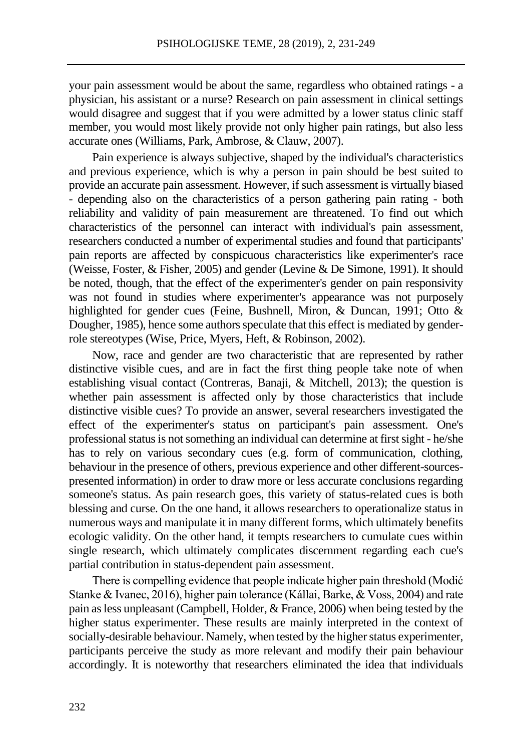your pain assessment would be about the same, regardless who obtained ratings - a physician, his assistant or a nurse? Research on pain assessment in clinical settings would disagree and suggest that if you were admitted by a lower status clinic staff member, you would most likely provide not only higher pain ratings, but also less accurate ones (Williams, Park, Ambrose, & Clauw, 2007).

Pain experience is always subjective, shaped by the individual's characteristics and previous experience, which is why a person in pain should be best suited to provide an accurate pain assessment. However, if such assessment is virtually biased - depending also on the characteristics of a person gathering pain rating - both reliability and validity of pain measurement are threatened. To find out which characteristics of the personnel can interact with individual's pain assessment, researchers conducted a number of experimental studies and found that participants' pain reports are affected by conspicuous characteristics like experimenter's race (Weisse, Foster, & Fisher, 2005) and gender (Levine & De Simone, 1991). It should be noted, though, that the effect of the experimenter's gender on pain responsivity was not found in studies where experimenter's appearance was not purposely highlighted for gender cues (Feine, Bushnell, Miron, & Duncan, 1991; Otto & Dougher, 1985), hence some authors speculate that this effect is mediated by gender-role stereotypes (Wise, Price, Myers, Heft, & Robinson, 2002).

Now, race and gender are two characteristic that are represented by rather distinctive visible cues, and are in fact the first thing people take note of when establishing visual contact (Contreras, Banaji, & Mitchell, 2013); the question is whether pain assessment is affected only by those characteristics that include distinctive visible cues? To provide an answer, several researchers investigated the effect of the experimenter's status on participant's pain assessment. One's professional status is not something an individual can determine at first sight - he/she has to rely on various secondary cues (e.g. form of communication, clothing, behaviour in the presence of others, previous experience and other different-sources-presented information) in order to draw more or less accurate conclusions regarding someone's status. As pain research goes, this variety of status-related cues is both blessing and curse. On the one hand, it allows researchers to operationalize status in numerous ways and manipulate it in many different forms, which ultimately benefits ecologic validity. On the other hand, it tempts researchers to cumulate cues within single research, which ultimately complicates discernment regarding each cue's partial contribution in status-dependent pain assessment.

There is compelling evidence that people indicate higher pain threshold (Modić Stanke & Ivanec, 2016), higher pain tolerance (Kállai, Barke, & Voss, 2004) and rate pain as less unpleasant (Campbell, Holder, & France, 2006) when being tested by the higher status experimenter. These results are mainly interpreted in the context of socially-desirable behaviour. Namely, when tested by the higher status experimenter, participants perceive the study as more relevant and modify their pain behaviour accordingly. It is noteworthy that researchers eliminated the idea that individuals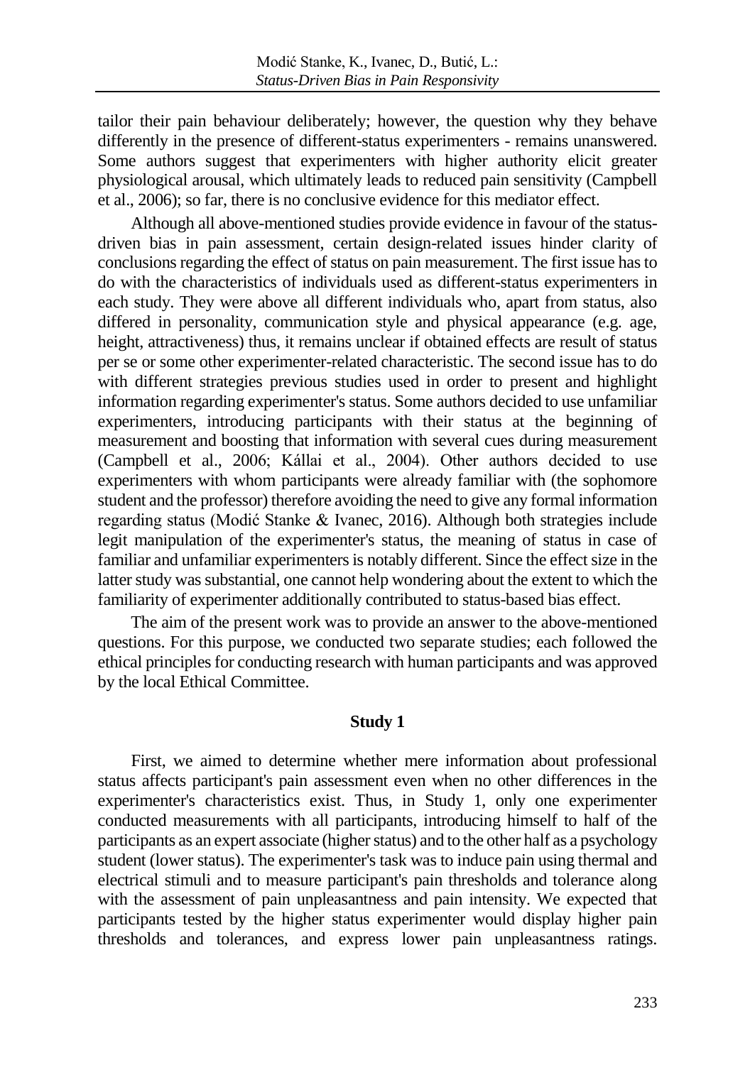tailor their pain behaviour deliberately; however, the question why they behave differently in the presence of different-status experimenters - remains unanswered. Some authors suggest that experimenters with higher authority elicit greater physiological arousal, which ultimately leads to reduced pain sensitivity (Campbell et al., 2006); so far, there is no conclusive evidence for this mediator effect.

Although all above-mentioned studies provide evidence in favour of the status-driven bias in pain assessment, certain design-related issues hinder clarity of conclusions regarding the effect of status on pain measurement. The first issue has to do with the characteristics of individuals used as different-status experimenters in each study. They were above all different individuals who, apart from status, also differed in personality, communication style and physical appearance (e.g. age, height, attractiveness) thus, it remains unclear if obtained effects are result of status per se or some other experimenter-related characteristic. The second issue has to do with different strategies previous studies used in order to present and highlight information regarding experimenter's status. Some authors decided to use unfamiliar experimenters, introducing participants with their status at the beginning of measurement and boosting that information with several cues during measurement (Campbell et al., 2006; Kállai et al., 2004). Other authors decided to use experimenters with whom participants were already familiar with (the sophomore student and the professor) therefore avoiding the need to give any formal information regarding status (Modić Stanke & Ivanec, 2016). Although both strategies include legit manipulation of the experimenter's status, the meaning of status in case of familiar and unfamiliar experimenters is notably different. Since the effect size in the latter study was substantial, one cannot help wondering about the extent to which the familiarity of experimenter additionally contributed to status-based bias effect.

The aim of the present work was to provide an answer to the above-mentioned questions. For this purpose, we conducted two separate studies; each followed the ethical principles for conducting research with human participants and was approved by the local Ethical Committee.

## Study 1

First, we aimed to determine whether mere information about professional status affects participant's pain assessment even when no other differences in the experimenter's characteristics exist. Thus, in Study 1, only one experimenter conducted measurements with all participants, introducing himself to half of the participants as an expert associate (higher status) and to the other half as a psychology student (lower status). The experimenter's task was to induce pain using thermal and electrical stimuli and to measure participant's pain thresholds and tolerance along with the assessment of pain unpleasantness and pain intensity. We expected that participants tested by the higher status experimenter would display higher pain thresholds and tolerances, and express lower pain unpleasantness ratings.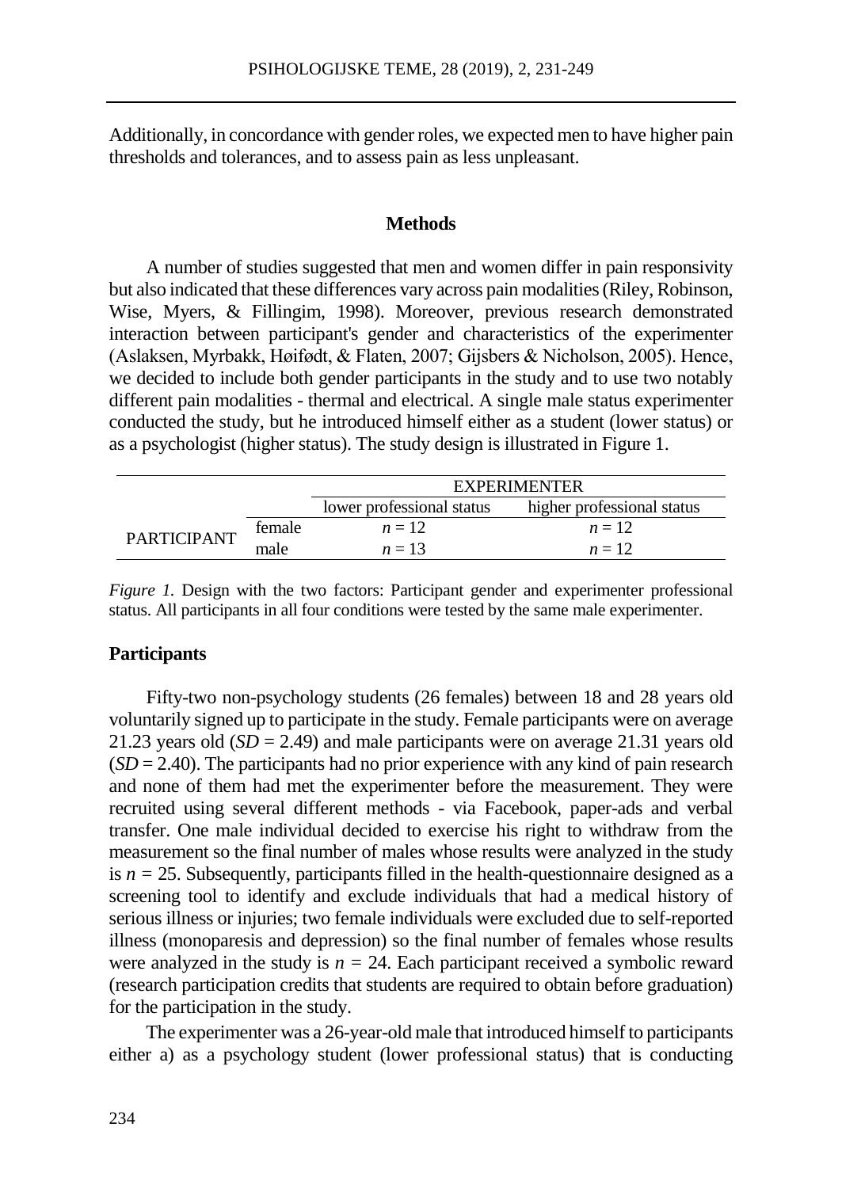Additionally, in concordance with gender roles, we expected men to have higher pain thresholds and tolerances, and to assess pain as less unpleasant.

## Methods

A number of studies suggested that men and women differ in pain responsivity but also indicated that these differences vary across pain modalities (Riley, Robinson, Wise, Myers, & Fillingim, 1998). Moreover, previous research demonstrated interaction between participant's gender and characteristics of the experimenter (Aslaksen, Myrbakk, Høifødt, & Flaten, 2007; Gijsbers & Nicholson, 2005). Hence, we decided to include both gender participants in the study and to use two notably different pain modalities - thermal and electrical. A single male status experimenter conducted the study, but he introduced himself either as a student (lower status) or as a psychologist (higher status). The study design is illustrated in Figure 1.

| | | EXPERIMENTER | |
|---|---|---|---|
| | | lower professional status | higher professional status |
| PARTICIPANT | female | $n = 12$ | $n = 12$ |
| | male | $n = 13$ | $n = 12$ |

*Figure 1.* Design with the two factors: Participant gender and experimenter professional status. All participants in all four conditions were tested by the same male experimenter.

### Participants

Fifty-two non-psychology students (26 females) between 18 and 28 years old voluntarily signed up to participate in the study. Female participants were on average 21.23 years old ($SD = 2.49$) and male participants were on average 21.31 years old ($SD = 2.40$). The participants had no prior experience with any kind of pain research and none of them had met the experimenter before the measurement. They were recruited using several different methods - via Facebook, paper-ads and verbal transfer. One male individual decided to exercise his right to withdraw from the measurement so the final number of males whose results were analyzed in the study is $n = 25$. Subsequently, participants filled in the health-questionnaire designed as a screening tool to identify and exclude individuals that had a medical history of serious illness or injuries; two female individuals were excluded due to self-reported illness (monoparesis and depression) so the final number of females whose results were analyzed in the study is $n = 24$. Each participant received a symbolic reward (research participation credits that students are required to obtain before graduation) for the participation in the study.

The experimenter was a 26-year-old male that introduced himself to participants either a) as a psychology student (lower professional status) that is conducting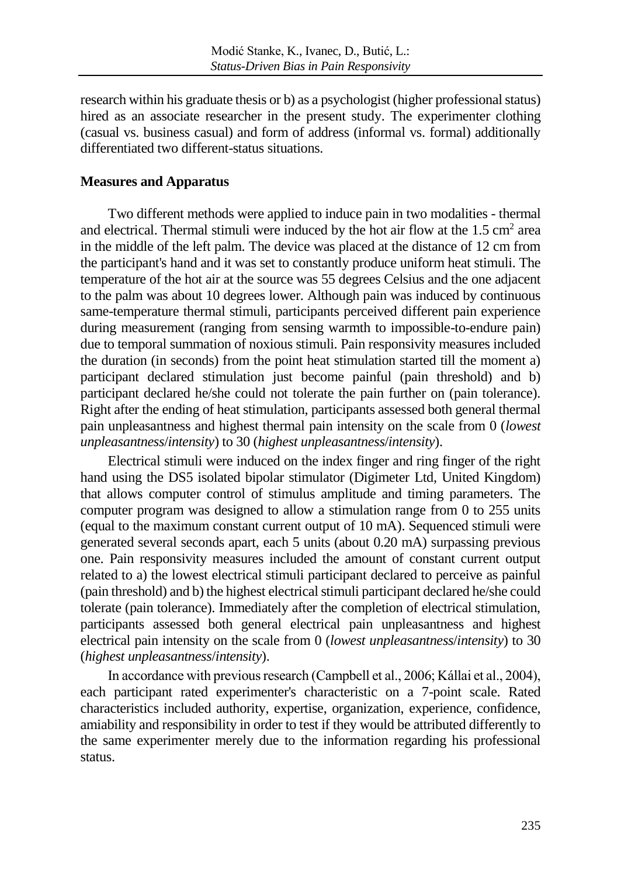research within his graduate thesis or b) as a psychologist (higher professional status) hired as an associate researcher in the present study. The experimenter clothing (casual vs. business casual) and form of address (informal vs. formal) additionally differentiated two different-status situations.

**Measures and Apparatus**

Two different methods were applied to induce pain in two modalities - thermal and electrical. Thermal stimuli were induced by the hot air flow at the 1.5 $cm^2$ area in the middle of the left palm. The device was placed at the distance of 12 cm from the participant's hand and it was set to constantly produce uniform heat stimuli. The temperature of the hot air at the source was 55 degrees Celsius and the one adjacent to the palm was about 10 degrees lower. Although pain was induced by continuous same-temperature thermal stimuli, participants perceived different pain experience during measurement (ranging from sensing warmth to impossible-to-endure pain) due to temporal summation of noxious stimuli. Pain responsivity measures included the duration (in seconds) from the point heat stimulation started till the moment a) participant declared stimulation just become painful (pain threshold) and b) participant declared he/she could not tolerate the pain further on (pain tolerance). Right after the ending of heat stimulation, participants assessed both general thermal pain unpleasantness and highest thermal pain intensity on the scale from 0 (*lowest unpleasantness*/*intensity*) to 30 (*highest unpleasantness*/*intensity*).

Electrical stimuli were induced on the index finger and ring finger of the right hand using the DS5 isolated bipolar stimulator (Digimeter Ltd, United Kingdom) that allows computer control of stimulus amplitude and timing parameters. The computer program was designed to allow a stimulation range from 0 to 255 units (equal to the maximum constant current output of 10 mA). Sequenced stimuli were generated several seconds apart, each 5 units (about 0.20 mA) surpassing previous one. Pain responsivity measures included the amount of constant current output related to a) the lowest electrical stimuli participant declared to perceive as painful (pain threshold) and b) the highest electrical stimuli participant declared he/she could tolerate (pain tolerance). Immediately after the completion of electrical stimulation, participants assessed both general electrical pain unpleasantness and highest electrical pain intensity on the scale from 0 (*lowest unpleasantness*/*intensity*) to 30 (*highest unpleasantness*/*intensity*).

In accordance with previous research (Campbell et al., 2006; Kállai et al., 2004), each participant rated experimenter's characteristic on a 7-point scale. Rated characteristics included authority, expertise, organization, experience, confidence, amiability and responsibility in order to test if they would be attributed differently to the same experimenter merely due to the information regarding his professional status.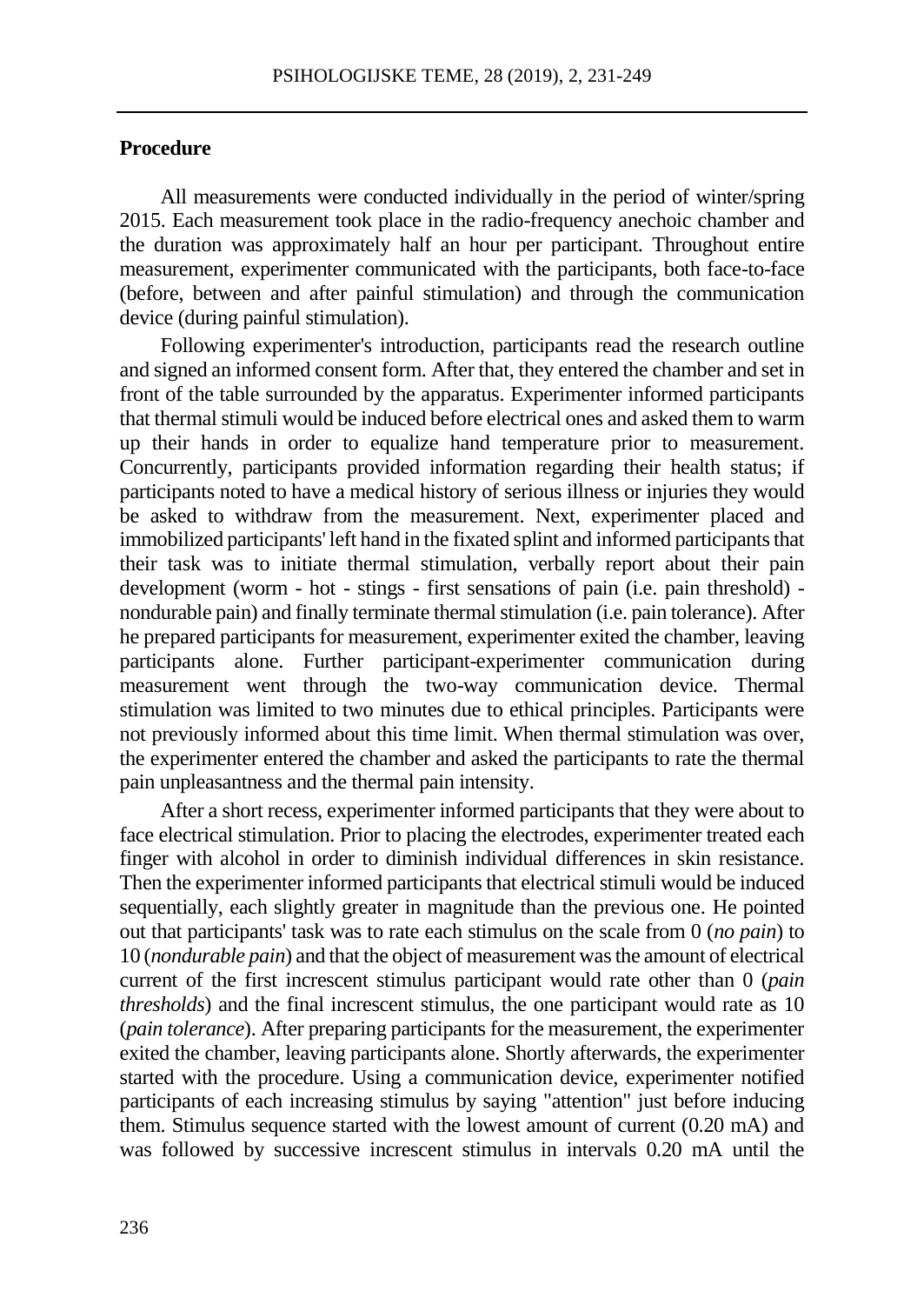## Procedure

All measurements were conducted individually in the period of winter/spring 2015. Each measurement took place in the radio-frequency anechoic chamber and the duration was approximately half an hour per participant. Throughout entire measurement, experimenter communicated with the participants, both face-to-face (before, between and after painful stimulation) and through the communication device (during painful stimulation).

Following experimenter's introduction, participants read the research outline and signed an informed consent form. After that, they entered the chamber and set in front of the table surrounded by the apparatus. Experimenter informed participants that thermal stimuli would be induced before electrical ones and asked them to warm up their hands in order to equalize hand temperature prior to measurement. Concurrently, participants provided information regarding their health status; if participants noted to have a medical history of serious illness or injuries they would be asked to withdraw from the measurement. Next, experimenter placed and immobilized participants' left hand in the fixated splint and informed participants that their task was to initiate thermal stimulation, verbally report about their pain development (worm - hot - stings - first sensations of pain (i.e. pain threshold) - nondurable pain) and finally terminate thermal stimulation (i.e. pain tolerance). After he prepared participants for measurement, experimenter exited the chamber, leaving participants alone. Further participant-experimenter communication during measurement went through the two-way communication device. Thermal stimulation was limited to two minutes due to ethical principles. Participants were not previously informed about this time limit. When thermal stimulation was over, the experimenter entered the chamber and asked the participants to rate the thermal pain unpleasantness and the thermal pain intensity.

After a short recess, experimenter informed participants that they were about to face electrical stimulation. Prior to placing the electrodes, experimenter treated each finger with alcohol in order to diminish individual differences in skin resistance. Then the experimenter informed participants that electrical stimuli would be induced sequentially, each slightly greater in magnitude than the previous one. He pointed out that participants' task was to rate each stimulus on the scale from 0 (*no pain*) to 10 (*nondurable pain*) and that the object of measurement was the amount of electrical current of the first increscent stimulus participant would rate other than 0 (*pain thresholds*) and the final increscent stimulus, the one participant would rate as 10 (*pain tolerance*). After preparing participants for the measurement, the experimenter exited the chamber, leaving participants alone. Shortly afterwards, the experimenter started with the procedure. Using a communication device, experimenter notified participants of each increasing stimulus by saying "attention" just before inducing them. Stimulus sequence started with the lowest amount of current (0.20 mA) and was followed by successive increscent stimulus in intervals 0.20 mA until the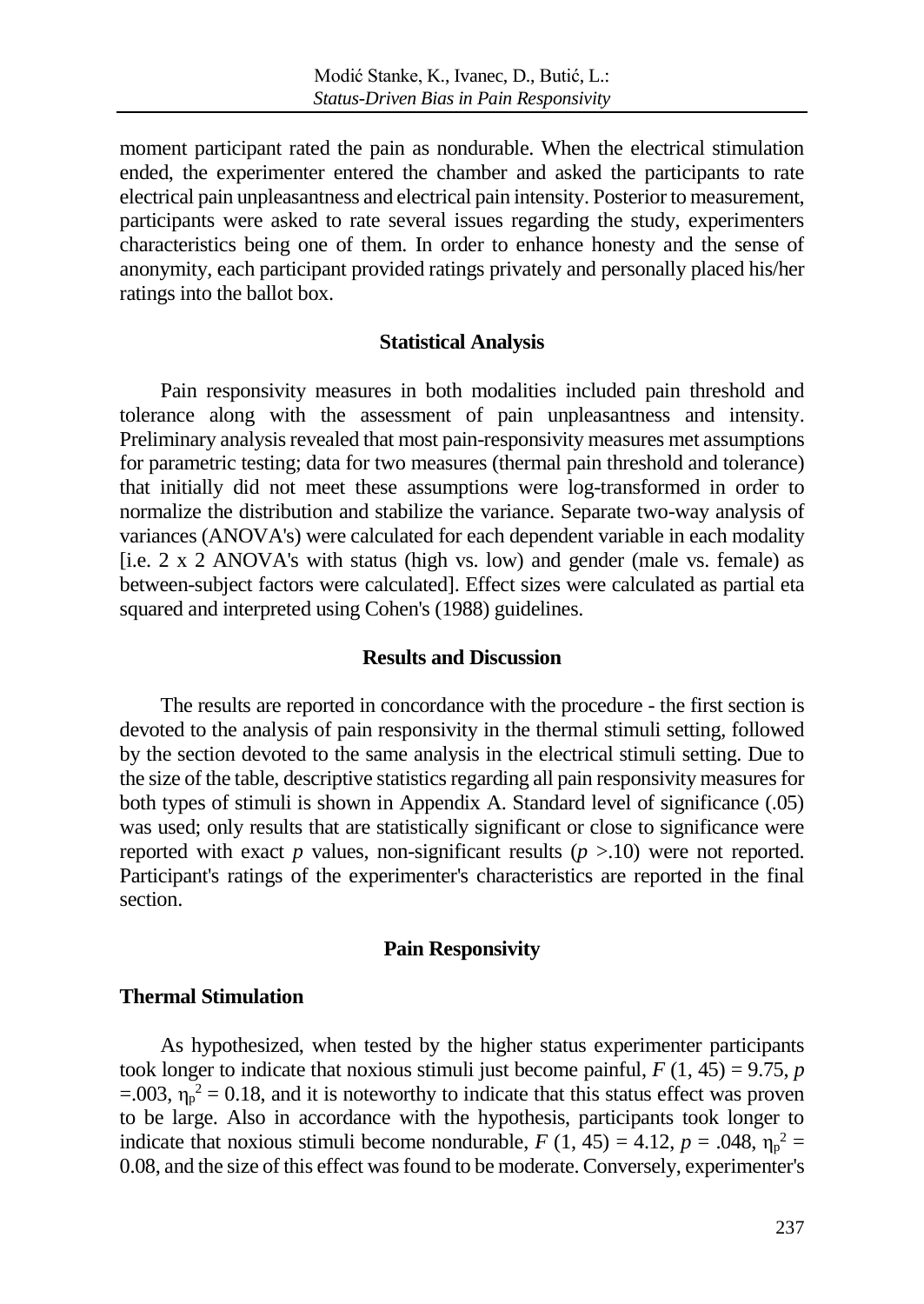moment participant rated the pain as nondurable. When the electrical stimulation ended, the experimenter entered the chamber and asked the participants to rate electrical pain unpleasantness and electrical pain intensity. Posterior to measurement, participants were asked to rate several issues regarding the study, experimenters characteristics being one of them. In order to enhance honesty and the sense of anonymity, each participant provided ratings privately and personally placed his/her ratings into the ballot box.

## Statistical Analysis

Pain responsivity measures in both modalities included pain threshold and tolerance along with the assessment of pain unpleasantness and intensity. Preliminary analysis revealed that most pain-responsivity measures met assumptions for parametric testing; data for two measures (thermal pain threshold and tolerance) that initially did not meet these assumptions were log-transformed in order to normalize the distribution and stabilize the variance. Separate two-way analysis of variances (ANOVA's) were calculated for each dependent variable in each modality [i.e. 2 x 2 ANOVA's with status (high vs. low) and gender (male vs. female) as between-subject factors were calculated]. Effect sizes were calculated as partial eta squared and interpreted using Cohen's (1988) guidelines.

## Results and Discussion

The results are reported in concordance with the procedure - the first section is devoted to the analysis of pain responsivity in the thermal stimuli setting, followed by the section devoted to the same analysis in the electrical stimuli setting. Due to the size of the table, descriptive statistics regarding all pain responsivity measures for both types of stimuli is shown in Appendix A. Standard level of significance (.05) was used; only results that are statistically significant or close to significance were reported with exact *p* values, non-significant results ($p$ >.10) were not reported. Participant's ratings of the experimenter's characteristics are reported in the final section.

## Pain Responsivity

### Thermal Stimulation

As hypothesized, when tested by the higher status experimenter participants took longer to indicate that noxious stimuli just become painful, $F$ (1, 45) = 9.75, $p$ =.003, $\eta_p^2 = 0.18$, and it is noteworthy to indicate that this status effect was proven to be large. Also in accordance with the hypothesis, participants took longer to indicate that noxious stimuli become nondurable, $F$ (1, 45) = 4.12, $p$ = .048, $\eta_p^2$ = 0.08, and the size of this effect was found to be moderate. Conversely, experimenter's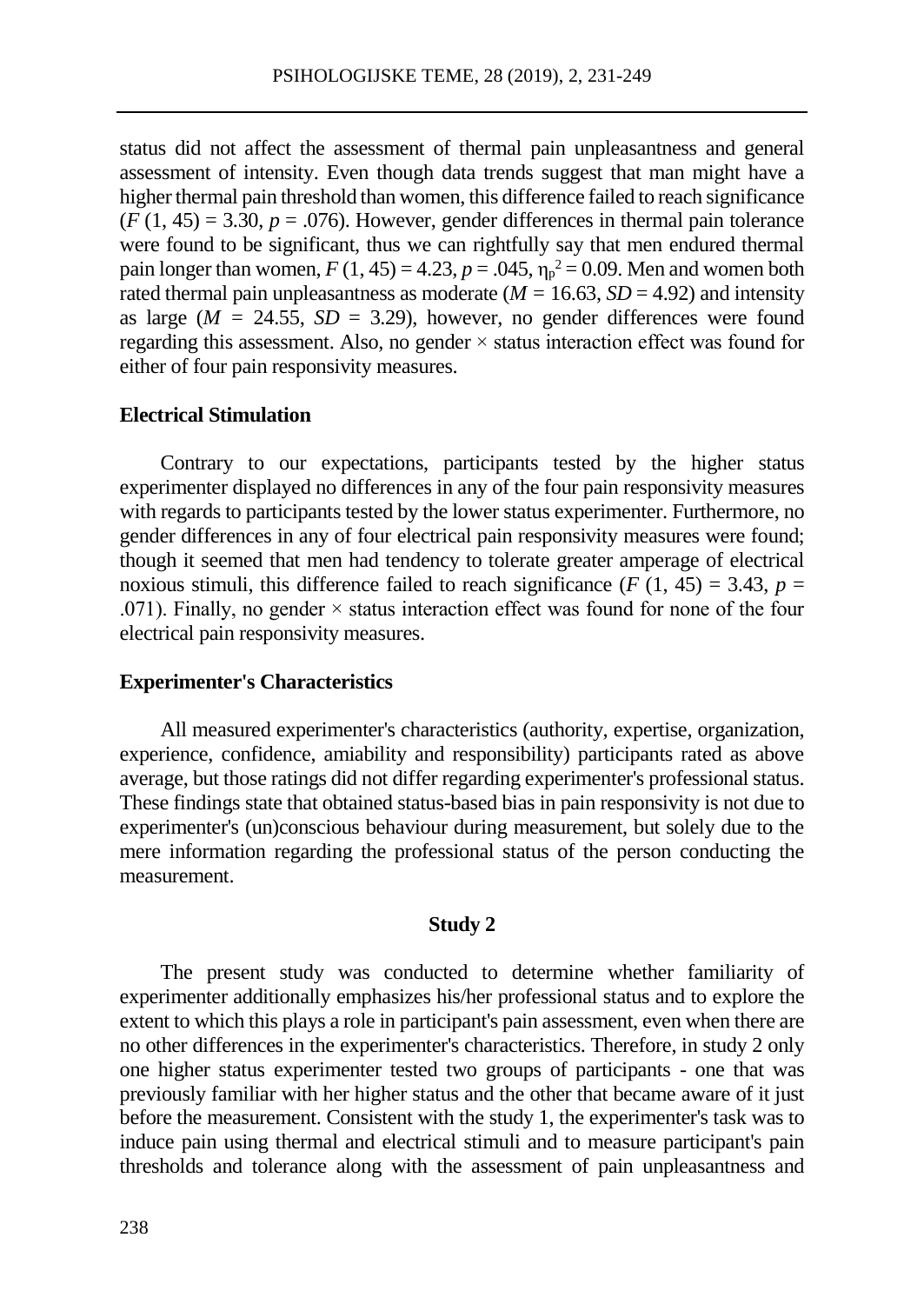status did not affect the assessment of thermal pain unpleasantness and general assessment of intensity. Even though data trends suggest that man might have a higher thermal pain threshold than women, this difference failed to reach significance ($F$ (1, 45) = 3.30, $p$ = .076). However, gender differences in thermal pain tolerance were found to be significant, thus we can rightfully say that men endured thermal pain longer than women, $F$ (1, 45) = 4.23, $p$ = .045, $\eta_p^2 = 0.09$. Men and women both rated thermal pain unpleasantness as moderate ($M$ = 16.63, $SD$ = 4.92) and intensity as large ($M$ = 24.55, $SD$ = 3.29), however, no gender differences were found regarding this assessment. Also, no gender × status interaction effect was found for either of four pain responsivity measures.

### Electrical Stimulation

Contrary to our expectations, participants tested by the higher status experimenter displayed no differences in any of the four pain responsivity measures with regards to participants tested by the lower status experimenter. Furthermore, no gender differences in any of four electrical pain responsivity measures were found; though it seemed that men had tendency to tolerate greater amperage of electrical noxious stimuli, this difference failed to reach significance ($F$ (1, 45) = 3.43, $p$ = .071). Finally, no gender × status interaction effect was found for none of the four electrical pain responsivity measures.

### Experimenter's Characteristics

All measured experimenter's characteristics (authority, expertise, organization, experience, confidence, amiability and responsibility) participants rated as above average, but those ratings did not differ regarding experimenter's professional status. These findings state that obtained status-based bias in pain responsivity is not due to experimenter's (un)conscious behaviour during measurement, but solely due to the mere information regarding the professional status of the person conducting the measurement.

## Study 2

The present study was conducted to determine whether familiarity of experimenter additionally emphasizes his/her professional status and to explore the extent to which this plays a role in participant's pain assessment, even when there are no other differences in the experimenter's characteristics. Therefore, in study 2 only one higher status experimenter tested two groups of participants - one that was previously familiar with her higher status and the other that became aware of it just before the measurement. Consistent with the study 1, the experimenter's task was to induce pain using thermal and electrical stimuli and to measure participant's pain thresholds and tolerance along with the assessment of pain unpleasantness and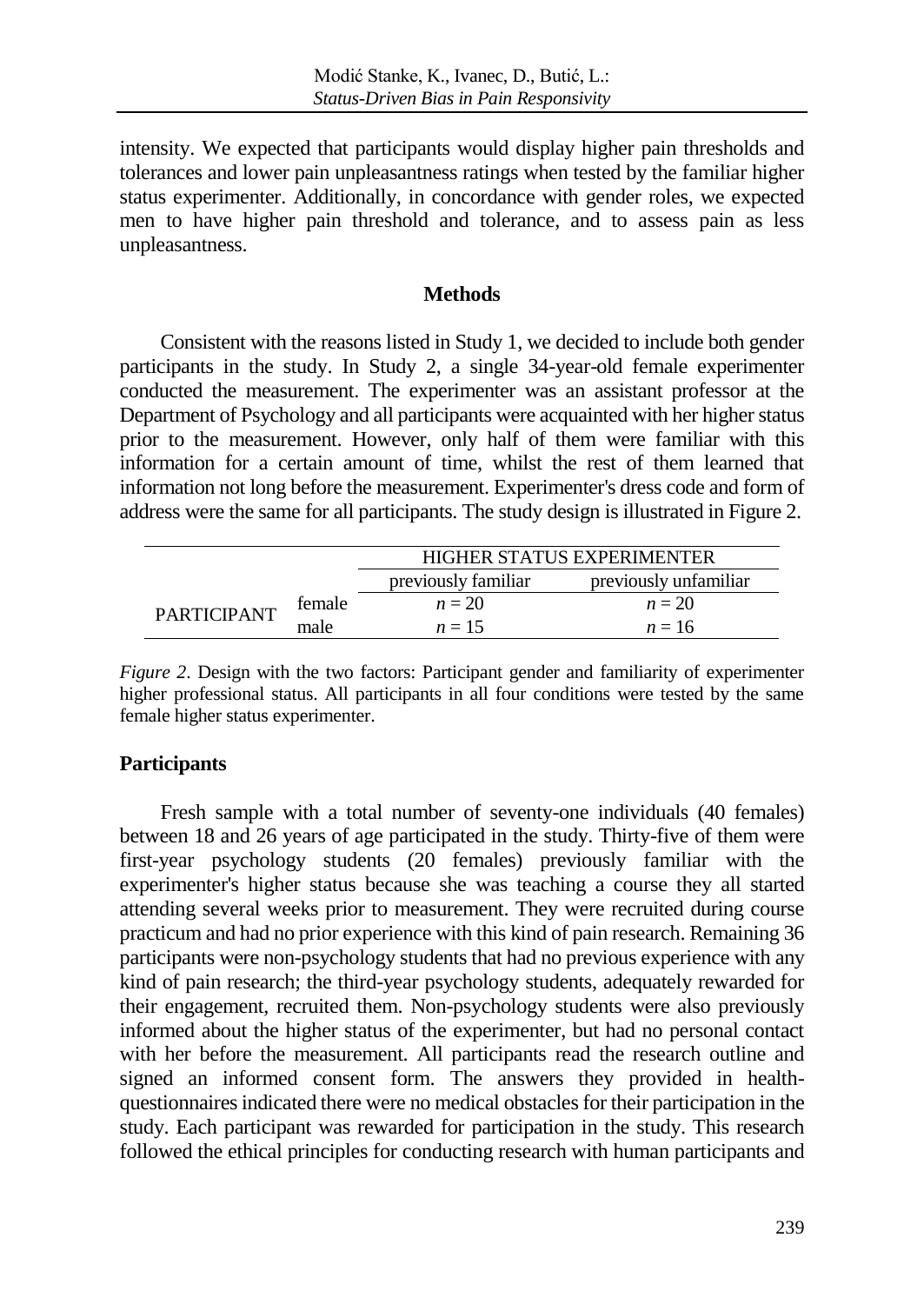intensity. We expected that participants would display higher pain thresholds and tolerances and lower pain unpleasantness ratings when tested by the familiar higher status experimenter. Additionally, in concordance with gender roles, we expected men to have higher pain threshold and tolerance, and to assess pain as less unpleasantness.

## Methods

Consistent with the reasons listed in Study 1, we decided to include both gender participants in the study. In Study 2, a single 34-year-old female experimenter conducted the measurement. The experimenter was an assistant professor at the Department of Psychology and all participants were acquainted with her higher status prior to the measurement. However, only half of them were familiar with this information for a certain amount of time, whilst the rest of them learned that information not long before the measurement. Experimenter's dress code and form of address were the same for all participants. The study design is illustrated in Figure 2.

| | | HIGHER STATUS EXPERIMENTER | |
|---|---|---|---|
| | | previously familiar | previously unfamiliar |
| PARTICIPANT | female | $n = 20$ | $n = 20$ |
| | male | $n = 15$ | $n = 16$ |

*Figure 2*. Design with the two factors: Participant gender and familiarity of experimenter higher professional status. All participants in all four conditions were tested by the same female higher status experimenter.

### Participants

Fresh sample with a total number of seventy-one individuals (40 females) between 18 and 26 years of age participated in the study. Thirty-five of them were first-year psychology students (20 females) previously familiar with the experimenter's higher status because she was teaching a course they all started attending several weeks prior to measurement. They were recruited during course practicum and had no prior experience with this kind of pain research. Remaining 36 participants were non-psychology students that had no previous experience with any kind of pain research; the third-year psychology students, adequately rewarded for their engagement, recruited them. Non-psychology students were also previously informed about the higher status of the experimenter, but had no personal contact with her before the measurement. All participants read the research outline and signed an informed consent form. The answers they provided in health-questionnaires indicated there were no medical obstacles for their participation in the study. Each participant was rewarded for participation in the study. This research followed the ethical principles for conducting research with human participants and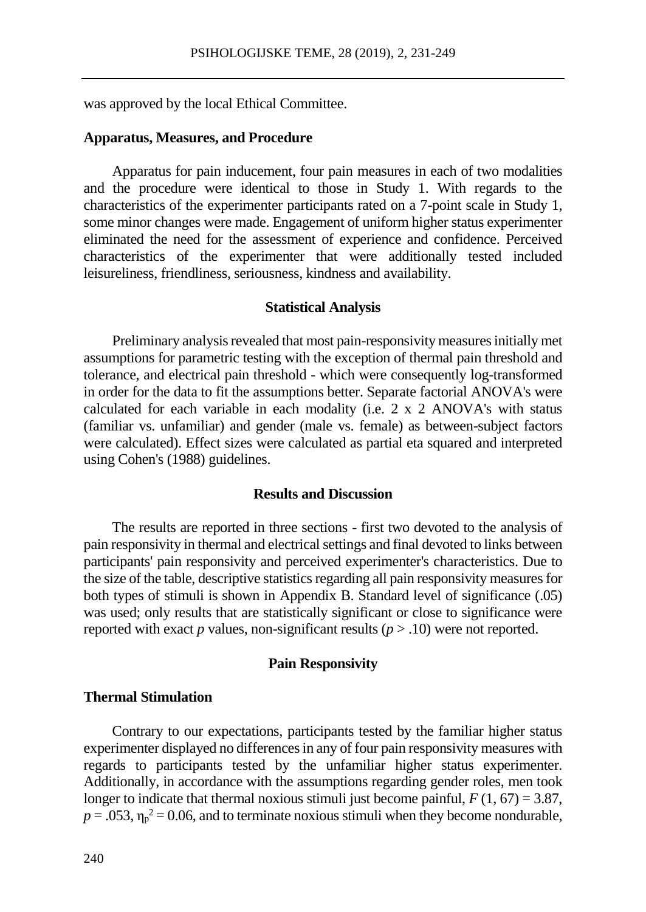was approved by the local Ethical Committee.

### Apparatus, Measures, and Procedure

Apparatus for pain inducement, four pain measures in each of two modalities and the procedure were identical to those in Study 1. With regards to the characteristics of the experimenter participants rated on a 7-point scale in Study 1, some minor changes were made. Engagement of uniform higher status experimenter eliminated the need for the assessment of experience and confidence. Perceived characteristics of the experimenter that were additionally tested included leisureliness, friendliness, seriousness, kindness and availability.

## Statistical Analysis

Preliminary analysis revealed that most pain-responsivity measures initially met assumptions for parametric testing with the exception of thermal pain threshold and tolerance, and electrical pain threshold - which were consequently log-transformed in order for the data to fit the assumptions better. Separate factorial ANOVA's were calculated for each variable in each modality (i.e. 2 x 2 ANOVA's with status (familiar vs. unfamiliar) and gender (male vs. female) as between-subject factors were calculated). Effect sizes were calculated as partial eta squared and interpreted using Cohen's (1988) guidelines.

## Results and Discussion

The results are reported in three sections - first two devoted to the analysis of pain responsivity in thermal and electrical settings and final devoted to links between participants' pain responsivity and perceived experimenter's characteristics. Due to the size of the table, descriptive statistics regarding all pain responsivity measures for both types of stimuli is shown in Appendix B. Standard level of significance (.05) was used; only results that are statistically significant or close to significance were reported with exact *p* values, non-significant results ($p > .10$) were not reported.

## Pain Responsivity

### Thermal Stimulation

Contrary to our expectations, participants tested by the familiar higher status experimenter displayed no differences in any of four pain responsivity measures with regards to participants tested by the unfamiliar higher status experimenter. Additionally, in accordance with the assumptions regarding gender roles, men took longer to indicate that thermal noxious stimuli just become painful, $F(1, 67) = 3.87$, $p = .053$, $\eta_p^2 = 0.06$, and to terminate noxious stimuli when they become nondurable,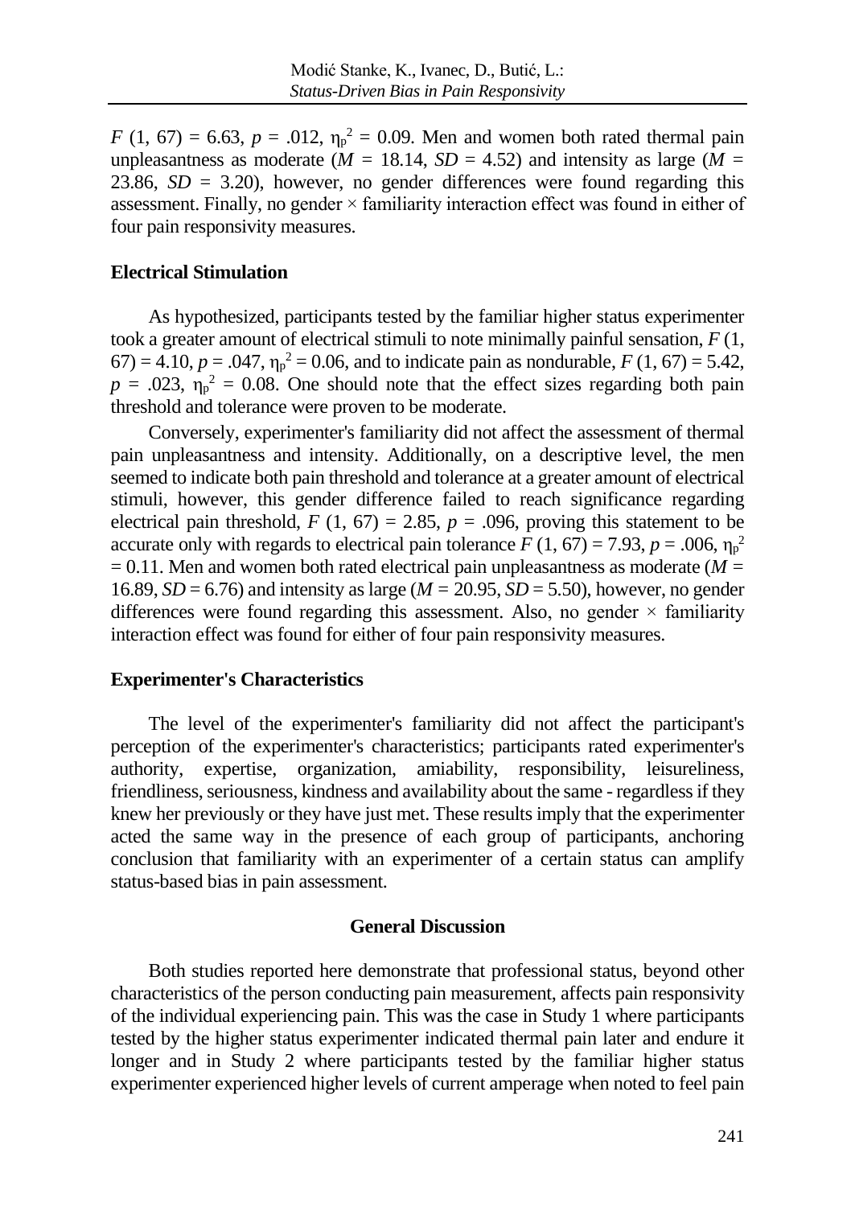$F$ (1, 67) = 6.63, $p$ = .012, $\eta_p^2$ = 0.09. Men and women both rated thermal pain unpleasantness as moderate ($M$ = 18.14, $SD$ = 4.52) and intensity as large ($M$ = 23.86, $SD$ = 3.20), however, no gender differences were found regarding this assessment. Finally, no gender × familiarity interaction effect was found in either of four pain responsivity measures.

### Electrical Stimulation

As hypothesized, participants tested by the familiar higher status experimenter took a greater amount of electrical stimuli to note minimally painful sensation, $F$ (1, 67) = 4.10, $p$ = .047, $\eta_p^2$ = 0.06, and to indicate pain as nondurable, $F$ (1, 67) = 5.42, $p$ = .023, $\eta_p^2$ = 0.08. One should note that the effect sizes regarding both pain threshold and tolerance were proven to be moderate.

Conversely, experimenter's familiarity did not affect the assessment of thermal pain unpleasantness and intensity. Additionally, on a descriptive level, the men seemed to indicate both pain threshold and tolerance at a greater amount of electrical stimuli, however, this gender difference failed to reach significance regarding electrical pain threshold, $F$ (1, 67) = 2.85, $p$ = .096, proving this statement to be accurate only with regards to electrical pain tolerance $F$ (1, 67) = 7.93, $p$ = .006, $\eta_p^2$ = 0.11. Men and women both rated electrical pain unpleasantness as moderate ($M$ = 16.89, $SD$ = 6.76) and intensity as large ($M$ = 20.95, $SD$ = 5.50), however, no gender differences were found regarding this assessment. Also, no gender × familiarity interaction effect was found for either of four pain responsivity measures.

### Experimenter's Characteristics

The level of the experimenter's familiarity did not affect the participant's perception of the experimenter's characteristics; participants rated experimenter's authority, expertise, organization, amiability, responsibility, leisureliness, friendliness, seriousness, kindness and availability about the same - regardless if they knew her previously or they have just met. These results imply that the experimenter acted the same way in the presence of each group of participants, anchoring conclusion that familiarity with an experimenter of a certain status can amplify status-based bias in pain assessment.

## General Discussion

Both studies reported here demonstrate that professional status, beyond other characteristics of the person conducting pain measurement, affects pain responsivity of the individual experiencing pain. This was the case in Study 1 where participants tested by the higher status experimenter indicated thermal pain later and endure it longer and in Study 2 where participants tested by the familiar higher status experimenter experienced higher levels of current amperage when noted to feel pain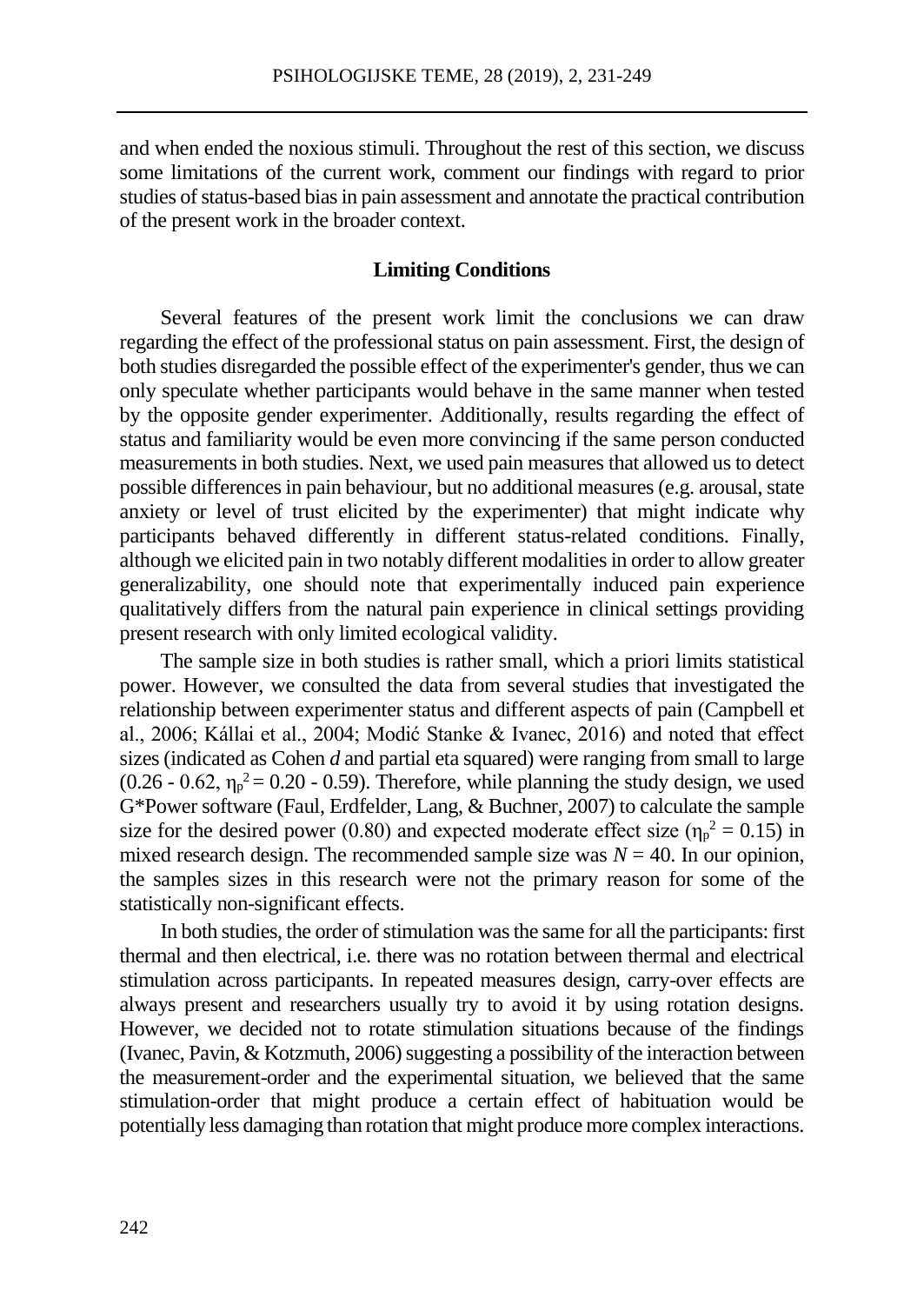and when ended the noxious stimuli. Throughout the rest of this section, we discuss some limitations of the current work, comment our findings with regard to prior studies of status-based bias in pain assessment and annotate the practical contribution of the present work in the broader context.

## Limiting Conditions

Several features of the present work limit the conclusions we can draw regarding the effect of the professional status on pain assessment. First, the design of both studies disregarded the possible effect of the experimenter's gender, thus we can only speculate whether participants would behave in the same manner when tested by the opposite gender experimenter. Additionally, results regarding the effect of status and familiarity would be even more convincing if the same person conducted measurements in both studies. Next, we used pain measures that allowed us to detect possible differences in pain behaviour, but no additional measures (e.g. arousal, state anxiety or level of trust elicited by the experimenter) that might indicate why participants behaved differently in different status-related conditions. Finally, although we elicited pain in two notably different modalities in order to allow greater generalizability, one should note that experimentally induced pain experience qualitatively differs from the natural pain experience in clinical settings providing present research with only limited ecological validity.

The sample size in both studies is rather small, which a priori limits statistical power. However, we consulted the data from several studies that investigated the relationship between experimenter status and different aspects of pain (Campbell et al., 2006; Kállai et al., 2004; Modić Stanke & Ivanec, 2016) and noted that effect sizes (indicated as Cohen *d* and partial eta squared) were ranging from small to large (0.26 - 0.62, $\eta_p^2 = 0.20 - 0.59$). Therefore, while planning the study design, we used G*Power software (Faul, Erdfelder, Lang, & Buchner, 2007) to calculate the sample size for the desired power (0.80) and expected moderate effect size ($\eta_p^2 = 0.15$) in mixed research design. The recommended sample size was $N = 40$. In our opinion, the samples sizes in this research were not the primary reason for some of the statistically non-significant effects.

In both studies, the order of stimulation was the same for all the participants: first thermal and then electrical, i.e. there was no rotation between thermal and electrical stimulation across participants. In repeated measures design, carry-over effects are always present and researchers usually try to avoid it by using rotation designs. However, we decided not to rotate stimulation situations because of the findings (Ivanec, Pavin, & Kotzmuth, 2006) suggesting a possibility of the interaction between the measurement-order and the experimental situation, we believed that the same stimulation-order that might produce a certain effect of habituation would be potentially less damaging than rotation that might produce more complex interactions.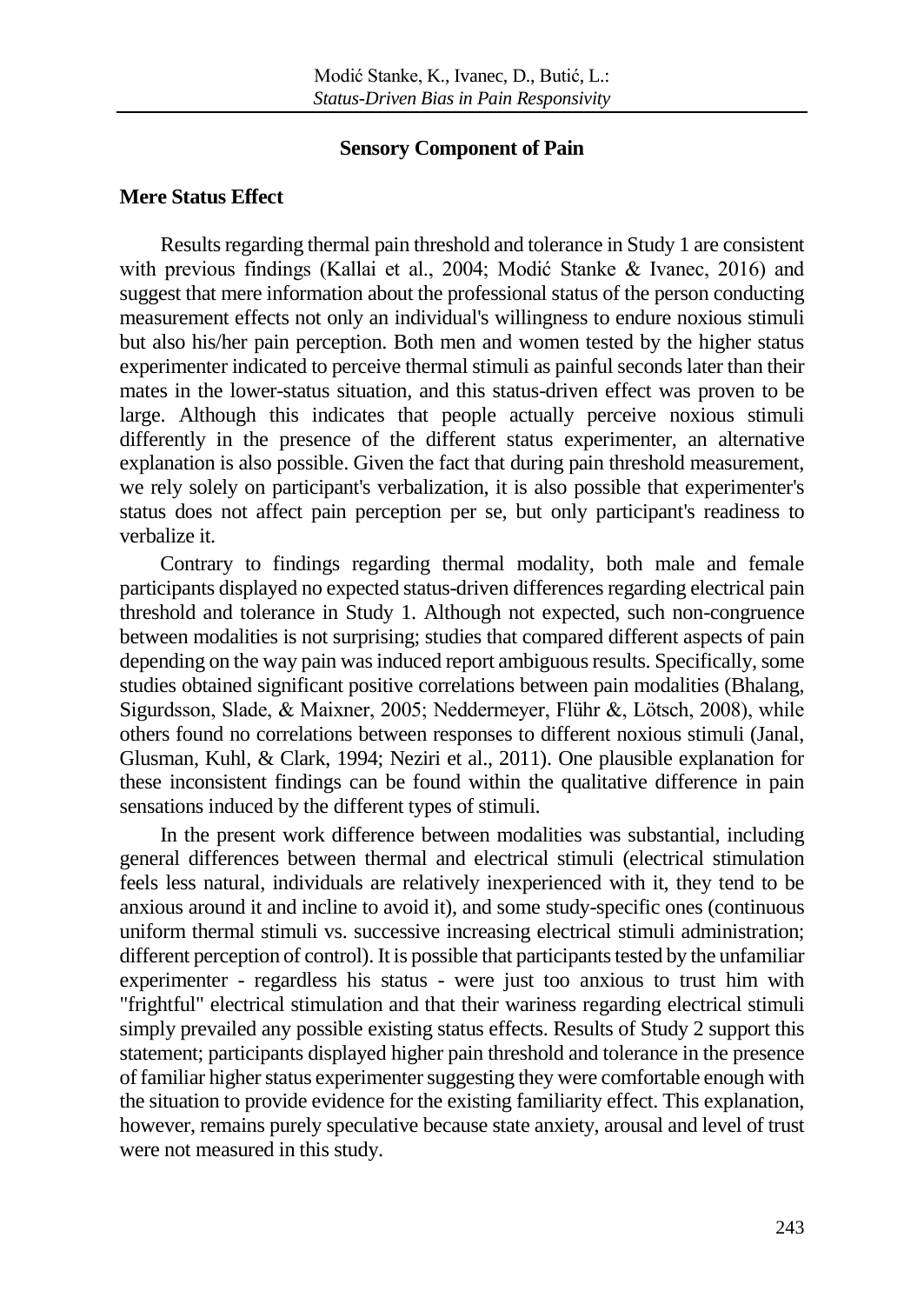## Sensory Component of Pain

### Mere Status Effect

Results regarding thermal pain threshold and tolerance in Study 1 are consistent with previous findings (Kallai et al., 2004; Modić Stanke & Ivanec, 2016) and suggest that mere information about the professional status of the person conducting measurement effects not only an individual's willingness to endure noxious stimuli but also his/her pain perception. Both men and women tested by the higher status experimenter indicated to perceive thermal stimuli as painful seconds later than their mates in the lower-status situation, and this status-driven effect was proven to be large. Although this indicates that people actually perceive noxious stimuli differently in the presence of the different status experimenter, an alternative explanation is also possible. Given the fact that during pain threshold measurement, we rely solely on participant's verbalization, it is also possible that experimenter's status does not affect pain perception per se, but only participant's readiness to verbalize it.

Contrary to findings regarding thermal modality, both male and female participants displayed no expected status-driven differences regarding electrical pain threshold and tolerance in Study 1. Although not expected, such non-congruence between modalities is not surprising; studies that compared different aspects of pain depending on the way pain was induced report ambiguous results. Specifically, some studies obtained significant positive correlations between pain modalities (Bhalang, Sigurdsson, Slade, & Maixner, 2005; Neddermeyer, Flühr &, Lötsch, 2008), while others found no correlations between responses to different noxious stimuli (Janal, Glusman, Kuhl, & Clark, 1994; Neziri et al., 2011). One plausible explanation for these inconsistent findings can be found within the qualitative difference in pain sensations induced by the different types of stimuli.

In the present work difference between modalities was substantial, including general differences between thermal and electrical stimuli (electrical stimulation feels less natural, individuals are relatively inexperienced with it, they tend to be anxious around it and incline to avoid it), and some study-specific ones (continuous uniform thermal stimuli vs. successive increasing electrical stimuli administration; different perception of control). It is possible that participants tested by the unfamiliar experimenter - regardless his status - were just too anxious to trust him with "frightful" electrical stimulation and that their wariness regarding electrical stimuli simply prevailed any possible existing status effects. Results of Study 2 support this statement; participants displayed higher pain threshold and tolerance in the presence of familiar higher status experimenter suggesting they were comfortable enough with the situation to provide evidence for the existing familiarity effect. This explanation, however, remains purely speculative because state anxiety, arousal and level of trust were not measured in this study.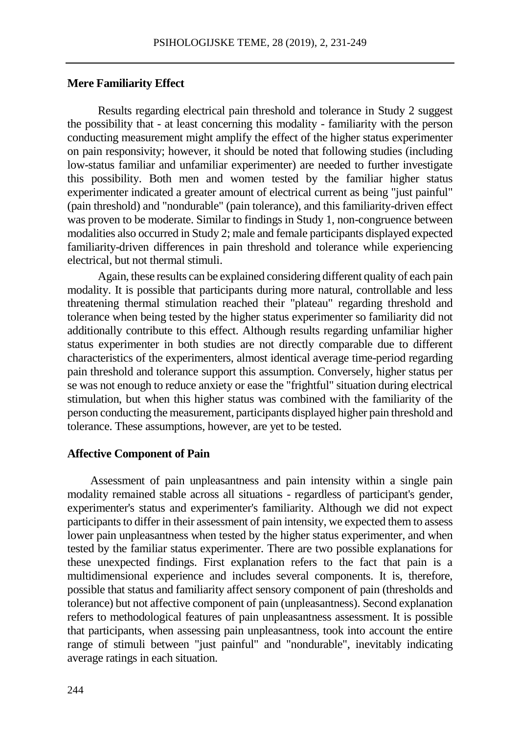### Mere Familiarity Effect

Results regarding electrical pain threshold and tolerance in Study 2 suggest the possibility that - at least concerning this modality - familiarity with the person conducting measurement might amplify the effect of the higher status experimenter on pain responsivity; however, it should be noted that following studies (including low-status familiar and unfamiliar experimenter) are needed to further investigate this possibility. Both men and women tested by the familiar higher status experimenter indicated a greater amount of electrical current as being "just painful" (pain threshold) and "nondurable" (pain tolerance), and this familiarity-driven effect was proven to be moderate. Similar to findings in Study 1, non-congruence between modalities also occurred in Study 2; male and female participants displayed expected familiarity-driven differences in pain threshold and tolerance while experiencing electrical, but not thermal stimuli.

Again, these results can be explained considering different quality of each pain modality. It is possible that participants during more natural, controllable and less threatening thermal stimulation reached their "plateau" regarding threshold and tolerance when being tested by the higher status experimenter so familiarity did not additionally contribute to this effect. Although results regarding unfamiliar higher status experimenter in both studies are not directly comparable due to different characteristics of the experimenters, almost identical average time-period regarding pain threshold and tolerance support this assumption. Conversely, higher status per se was not enough to reduce anxiety or ease the "frightful" situation during electrical stimulation, but when this higher status was combined with the familiarity of the person conducting the measurement, participants displayed higher pain threshold and tolerance. These assumptions, however, are yet to be tested.

### Affective Component of Pain

Assessment of pain unpleasantness and pain intensity within a single pain modality remained stable across all situations - regardless of participant's gender, experimenter's status and experimenter's familiarity. Although we did not expect participants to differ in their assessment of pain intensity, we expected them to assess lower pain unpleasantness when tested by the higher status experimenter, and when tested by the familiar status experimenter. There are two possible explanations for these unexpected findings. First explanation refers to the fact that pain is a multidimensional experience and includes several components. It is, therefore, possible that status and familiarity affect sensory component of pain (thresholds and tolerance) but not affective component of pain (unpleasantness). Second explanation refers to methodological features of pain unpleasantness assessment. It is possible that participants, when assessing pain unpleasantness, took into account the entire range of stimuli between "just painful" and "nondurable", inevitably indicating average ratings in each situation.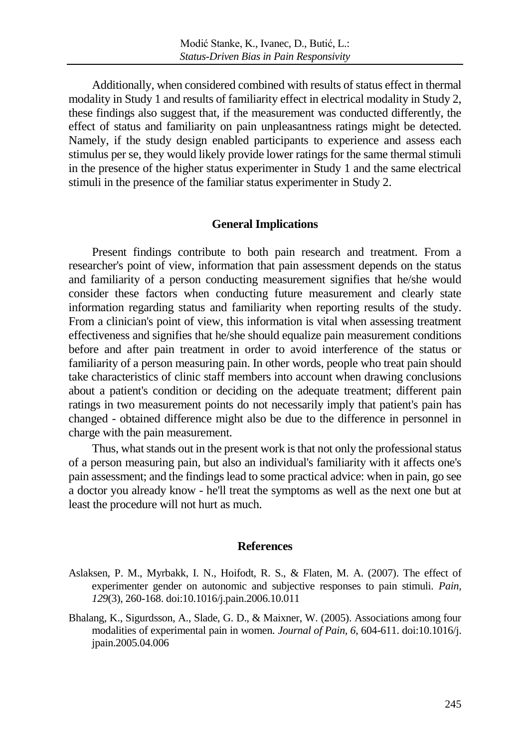Additionally, when considered combined with results of status effect in thermal modality in Study 1 and results of familiarity effect in electrical modality in Study 2, these findings also suggest that, if the measurement was conducted differently, the effect of status and familiarity on pain unpleasantness ratings might be detected. Namely, if the study design enabled participants to experience and assess each stimulus per se, they would likely provide lower ratings for the same thermal stimuli in the presence of the higher status experimenter in Study 1 and the same electrical stimuli in the presence of the familiar status experimenter in Study 2.

## General Implications

Present findings contribute to both pain research and treatment. From a researcher's point of view, information that pain assessment depends on the status and familiarity of a person conducting measurement signifies that he/she would consider these factors when conducting future measurement and clearly state information regarding status and familiarity when reporting results of the study. From a clinician's point of view, this information is vital when assessing treatment effectiveness and signifies that he/she should equalize pain measurement conditions before and after pain treatment in order to avoid interference of the status or familiarity of a person measuring pain. In other words, people who treat pain should take characteristics of clinic staff members into account when drawing conclusions about a patient's condition or deciding on the adequate treatment; different pain ratings in two measurement points do not necessarily imply that patient's pain has changed - obtained difference might also be due to the difference in personnel in charge with the pain measurement.

Thus, what stands out in the present work is that not only the professional status of a person measuring pain, but also an individual's familiarity with it affects one's pain assessment; and the findings lead to some practical advice: when in pain, go see a doctor you already know - he'll treat the symptoms as well as the next one but at least the procedure will not hurt as much.

## References

Aslaksen, P. M., Myrbakk, I. N., Hoifodt, R. S., & Flaten, M. A. (2007). The effect of experimenter gender on autonomic and subjective responses to pain stimuli. *Pain*, *129*(3), 260-168. doi:10.1016/j.pain.2006.10.011

Bhalang, K., Sigurdsson, A., Slade, G. D., & Maixner, W. (2005). Associations among four modalities of experimental pain in women. *Journal of Pain*, *6*, 604-611. doi:10.1016/j.jpain.2005.04.006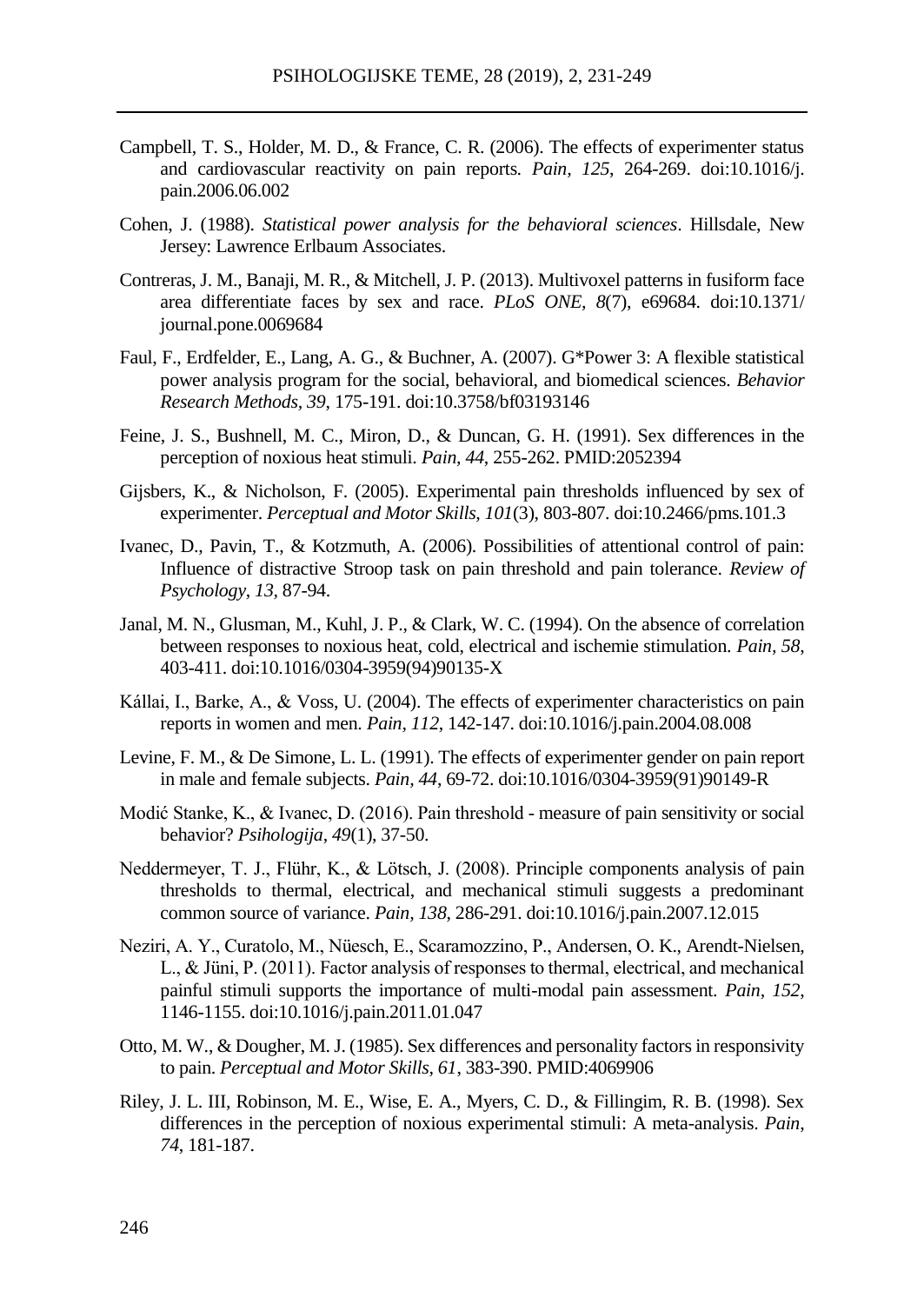Campbell, T. S., Holder, M. D., & France, C. R. (2006). The effects of experimenter status and cardiovascular reactivity on pain reports. *Pain, 125*, 264-269. doi:10.1016/j.pain.2006.06.002

Cohen, J. (1988). *Statistical power analysis for the behavioral sciences*. Hillsdale, New Jersey: Lawrence Erlbaum Associates.

Contreras, J. M., Banaji, M. R., & Mitchell, J. P. (2013). Multivoxel patterns in fusiform face area differentiate faces by sex and race. *PLoS ONE, 8*(7), e69684. doi:10.1371/journal.pone.0069684

Faul, F., Erdfelder, E., Lang, A. G., & Buchner, A. (2007). G*Power 3: A flexible statistical power analysis program for the social, behavioral, and biomedical sciences. *Behavior Research Methods, 39*, 175-191. doi:10.3758/bf03193146

Feine, J. S., Bushnell, M. C., Miron, D., & Duncan, G. H. (1991). Sex differences in the perception of noxious heat stimuli. *Pain, 44*, 255-262. PMID:2052394

Gijsbers, K., & Nicholson, F. (2005). Experimental pain thresholds influenced by sex of experimenter. *Perceptual and Motor Skills, 101*(3), 803-807. doi:10.2466/pms.101.3

Ivanec, D., Pavin, T., & Kotzmuth, A. (2006). Possibilities of attentional control of pain: Influence of distractive Stroop task on pain threshold and pain tolerance. *Review of Psychology, 13,* 87-94.

Janal, M. N., Glusman, M., Kuhl, J. P., & Clark, W. C. (1994). On the absence of correlation between responses to noxious heat, cold, electrical and ischemie stimulation. *Pain, 58*, 403-411. doi:10.1016/0304-3959(94)90135-X

Kállai, I., Barke, A., & Voss, U. (2004). The effects of experimenter characteristics on pain reports in women and men. *Pain, 112*, 142-147. doi:10.1016/j.pain.2004.08.008

Levine, F. M., & De Simone, L. L. (1991). The effects of experimenter gender on pain report in male and female subjects. *Pain, 44*, 69-72. doi:10.1016/0304-3959(91)90149-R

Modić Stanke, K., & Ivanec, D. (2016). Pain threshold - measure of pain sensitivity or social behavior? *Psihologija, 49*(1), 37-50.

Neddermeyer, T. J., Flühr, K., & Lötsch, J. (2008). Principle components analysis of pain thresholds to thermal, electrical, and mechanical stimuli suggests a predominant common source of variance. *Pain, 138*, 286-291. doi:10.1016/j.pain.2007.12.015

Neziri, A. Y., Curatolo, M., Nüesch, E., Scaramozzino, P., Andersen, O. K., Arendt-Nielsen, L., & Jüni, P. (2011). Factor analysis of responses to thermal, electrical, and mechanical painful stimuli supports the importance of multi-modal pain assessment. *Pain, 152*, 1146-1155. doi:10.1016/j.pain.2011.01.047

Otto, M. W., & Dougher, M. J. (1985). Sex differences and personality factors in responsivity to pain. *Perceptual and Motor Skills, 61*, 383-390. PMID:4069906

Riley, J. L. III, Robinson, M. E., Wise, E. A., Myers, C. D., & Fillingim, R. B. (1998). Sex differences in the perception of noxious experimental stimuli: A meta-analysis. *Pain, 74*, 181-187.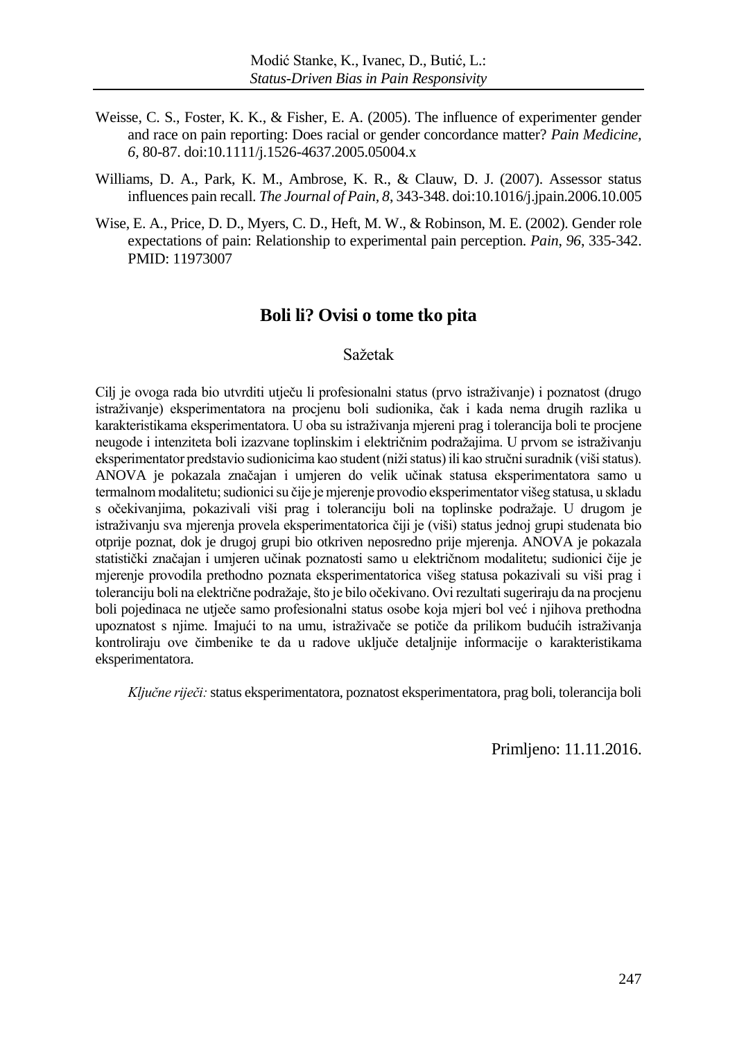Weisse, C. S., Foster, K. K., & Fisher, E. A. (2005). The influence of experimenter gender and race on pain reporting: Does racial or gender concordance matter? *Pain Medicine, 6*, 80-87. doi:10.1111/j.1526-4637.2005.05004.x

Williams, D. A., Park, K. M., Ambrose, K. R., & Clauw, D. J. (2007). Assessor status influences pain recall. *The Journal of Pain*, *8*, 343-348. doi:10.1016/j.jpain.2006.10.005

Wise, E. A., Price, D. D., Myers, C. D., Heft, M. W., & Robinson, M. E. (2002). Gender role expectations of pain: Relationship to experimental pain perception. *Pain*, *96*, 335-342. PMID: 11973007

## Boli li? Ovisi o tome tko pita

### Sažetak

Cilj je ovoga rada bio utvrditi utječu li profesionalni status (prvo istraživanje) i poznatost (drugo istraživanje) eksperimentatora na procjenu boli sudionika, čak i kada nema drugih razlika u karakteristikama eksperimentatora. U oba su istraživanja mjereni prag i tolerancija boli te procjene neugode i intenziteta boli izazvane toplinskim i električnim podražajima. U prvom se istraživanju eksperimentator predstavio sudionicima kao student (niži status) ili kao stručni suradnik (viši status). ANOVA je pokazala značajan i umjeren do velik učinak statusa eksperimentatora samo u termalnom modalitetu; sudionici su čije je mjerenje provodio eksperimentator višeg statusa, u skladu s očekivanjima, pokazivali viši prag i toleranciju boli na toplinske podražaje. U drugom je istraživanju sva mjerenja provela eksperimentatorica čiji je (viši) status jednoj grupi studenata bio otprije poznat, dok je drugoj grupi bio otkriven neposredno prije mjerenja. ANOVA je pokazala statistički značajan i umjeren učinak poznatosti samo u električnom modalitetu; sudionici čije je mjerenje provodila prethodno poznata eksperimentatorica višeg statusa pokazivali su viši prag i toleranciju boli na električne podražaje, što je bilo očekivano. Ovi rezultati sugeriraju da na procjenu boli pojedinaca ne utječe samo profesionalni status osobe koja mjeri bol već i njihova prethodna upoznatost s njime. Imajući to na umu, istraživače se potiče da prilikom budućih istraživanja kontroliraju ove čimbenike te da u radove uključe detaljnije informacije o karakteristikama eksperimentatora.

*Ključne riječi:* status eksperimentatora, poznatost eksperimentatora, prag boli, tolerancija boli

Primljeno: 11.11.2016.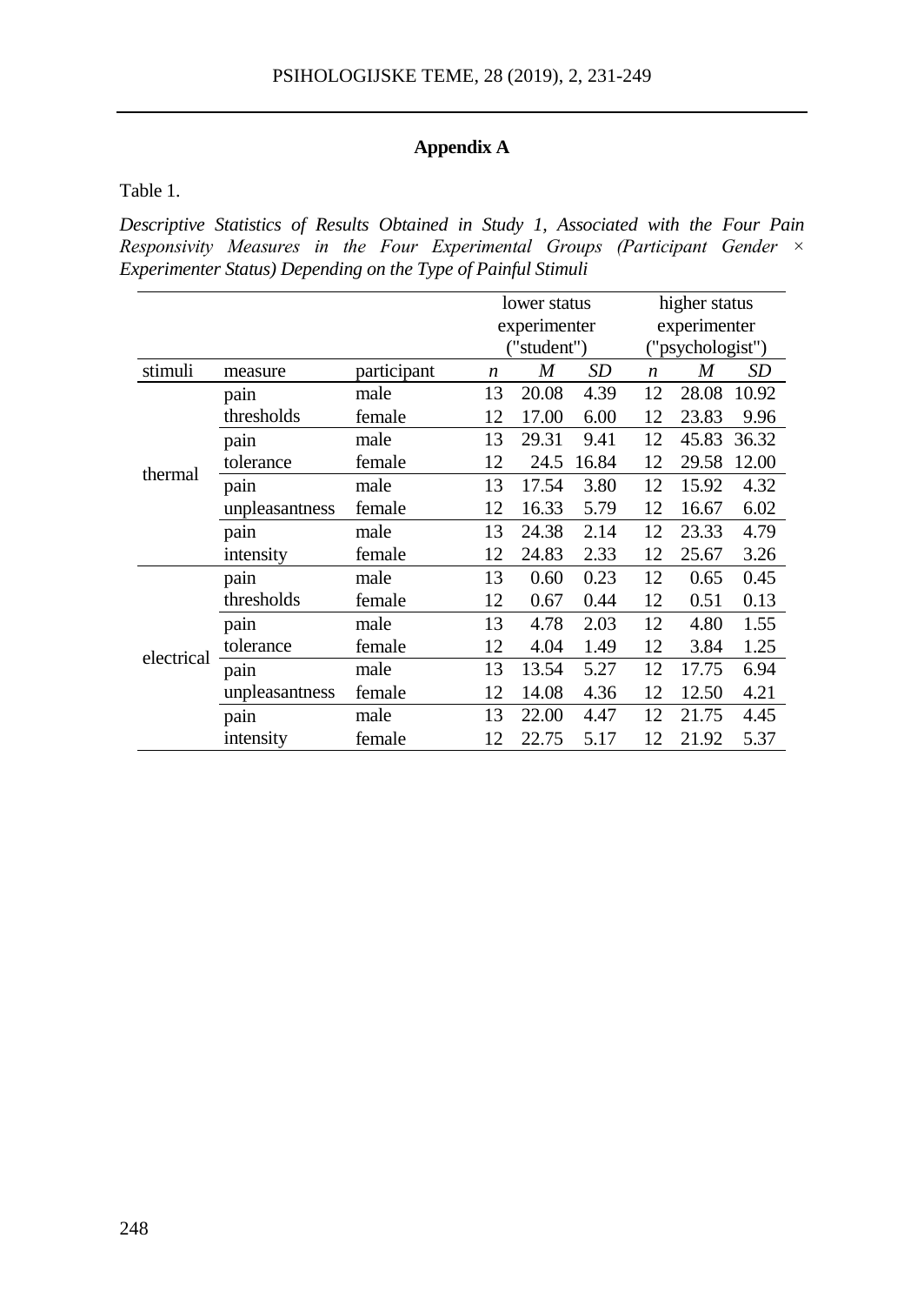## Appendix A

Table 1.

*Descriptive Statistics of Results Obtained in Study 1, Associated with the Four Pain Responsivity Measures in the Four Experimental Groups (Participant Gender × Experimenter Status) Depending on the Type of Painful Stimuli*

| | | | lower status experimenter ("student") | | | higher status experimenter ("psychologist") | | |
|---|---|---|---|---|---|---|---|---|
| stimuli | measure | participant | *n* | *M* | *SD* | *n* | *M* | *SD* |
| thermal | pain thresholds | male | 13 | 20.08 | 4.39 | 12 | 28.08 | 10.92 |
| | | female | 12 | 17.00 | 6.00 | 12 | 23.83 | 9.96 |
| | pain tolerance | male | 13 | 29.31 | 9.41 | 12 | 45.83 | 36.32 |
| | | female | 12 | 24.5 | 16.84 | 12 | 29.58 | 12.00 |
| | pain unpleasantness | male | 13 | 17.54 | 3.80 | 12 | 15.92 | 4.32 |
| | | female | 12 | 16.33 | 5.79 | 12 | 16.67 | 6.02 |
| | pain intensity | male | 13 | 24.38 | 2.14 | 12 | 23.33 | 4.79 |
| | | female | 12 | 24.83 | 2.33 | 12 | 25.67 | 3.26 |
| electrical | pain thresholds | male | 13 | 0.60 | 0.23 | 12 | 0.65 | 0.45 |
| | | female | 12 | 0.67 | 0.44 | 12 | 0.51 | 0.13 |
| | pain tolerance | male | 13 | 4.78 | 2.03 | 12 | 4.80 | 1.55 |
| | | female | 12 | 4.04 | 1.49 | 12 | 3.84 | 1.25 |
| | pain unpleasantness | male | 13 | 13.54 | 5.27 | 12 | 17.75 | 6.94 |
| | | female | 12 | 14.08 | 4.36 | 12 | 12.50 | 4.21 |
| | pain intensity | male | 13 | 22.00 | 4.47 | 12 | 21.75 | 4.45 |
| | | female | 12 | 22.75 | 5.17 | 12 | 21.92 | 5.37 |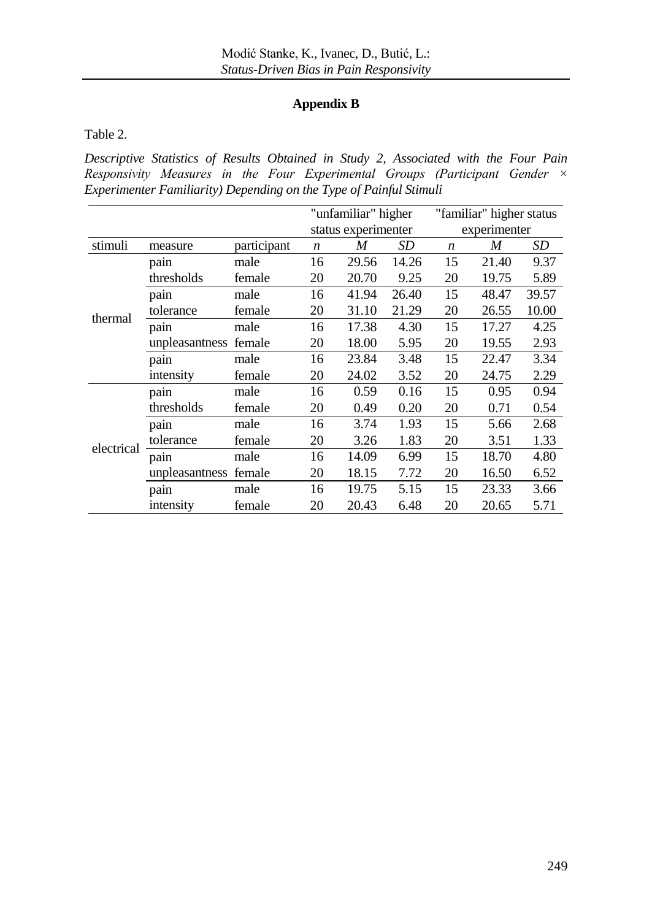## Appendix B

Table 2.

*Descriptive Statistics of Results Obtained in Study 2, Associated with the Four Pain Responsivity Measures in the Four Experimental Groups (Participant Gender × Experimenter Familiarity) Depending on the Type of Painful Stimuli*

| | | | "unfamiliar" higher status experimenter | | | "familiar" higher status experimenter | | |
|---|---|---|---|---|---|---|---|---|
| stimuli | measure | participant | *n* | *M* | *SD* | *n* | *M* | *SD* |
| thermal | pain thresholds | male | 16 | 29.56 | 14.26 | 15 | 21.40 | 9.37 |
| | | female | 20 | 20.70 | 9.25 | 20 | 19.75 | 5.89 |
| | pain tolerance | male | 16 | 41.94 | 26.40 | 15 | 48.47 | 39.57 |
| | | female | 20 | 31.10 | 21.29 | 20 | 26.55 | 10.00 |
| | pain unpleasantness | male | 16 | 17.38 | 4.30 | 15 | 17.27 | 4.25 |
| | | female | 20 | 18.00 | 5.95 | 20 | 19.55 | 2.93 |
| | pain intensity | male | 16 | 23.84 | 3.48 | 15 | 22.47 | 3.34 |
| | | female | 20 | 24.02 | 3.52 | 20 | 24.75 | 2.29 |
| electrical | pain thresholds | male | 16 | 0.59 | 0.16 | 15 | 0.95 | 0.94 |
| | | female | 20 | 0.49 | 0.20 | 20 | 0.71 | 0.54 |
| | pain tolerance | male | 16 | 3.74 | 1.93 | 15 | 5.66 | 2.68 |
| | | female | 20 | 3.26 | 1.83 | 20 | 3.51 | 1.33 |
| | pain unpleasantness | male | 16 | 14.09 | 6.99 | 15 | 18.70 | 4.80 |
| | | female | 20 | 18.15 | 7.72 | 20 | 16.50 | 6.52 |
| | pain intensity | male | 16 | 19.75 | 5.15 | 15 | 23.33 | 3.66 |
| | | female | 20 | 20.43 | 6.48 | 20 | 20.65 | 5.71 |